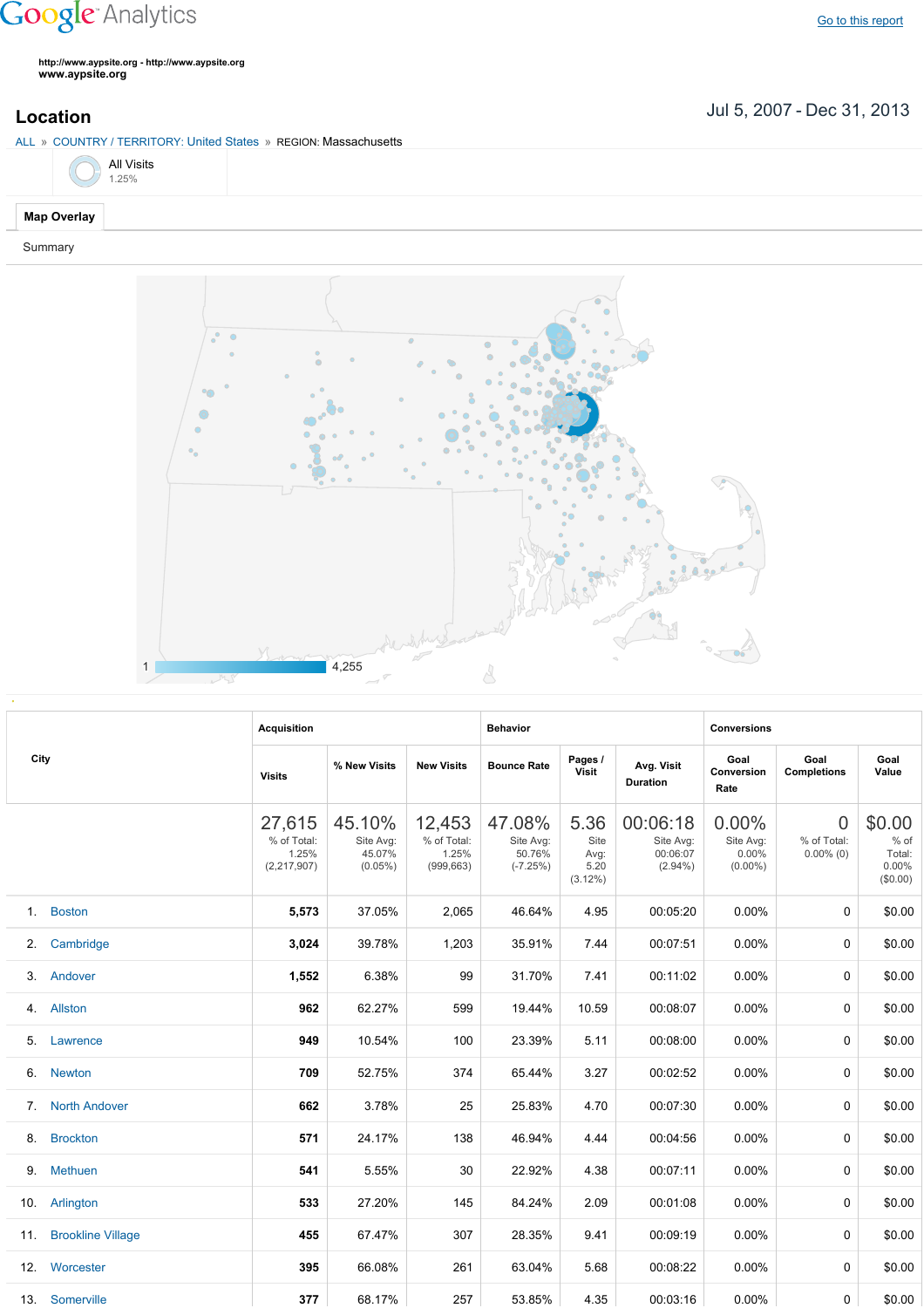Google Analytics

Go to this report

http://www.aypsite.org - http://www.aypsite.org
www.aypsite.org

# Location

Jul 5, 2007 - Dec 31, 2013

ALL » COUNTRY / TERRITORY: United States » REGION: Massachusetts

All Visits
1.25%

Map Overlay

Summary

1 — 4,255

| City | Acquisition | | | Behavior | | | Conversions | | |
|---|---|---|---|---|---|---|---|---|---|
| | Visits | % New Visits | New Visits | Bounce Rate | Pages / Visit | Avg. Visit Duration | Goal Conversion Rate | Goal Completions | Goal Value |
| | 27,615 % of Total: 1.25% (2,217,907) | 45.10% Site Avg: 45.07% (0.05%) | 12,453 % of Total: 1.25% (999,663) | 47.08% Site Avg: 50.76% (-7.25%) | 5.36 Site Avg: 5.20 (3.12%) | 00:06:18 Site Avg: 00:06:07 (2.94%) | 0.00% Site Avg: 0.00% (0.00%) | 0 % of Total: 0.00% (0) | $0.00 % of Total: 0.00% ($0.00) |
| 1. Boston | 5,573 | 37.05% | 2,065 | 46.64% | 4.95 | 00:05:20 | 0.00% | 0 | $0.00 |
| 2. Cambridge | 3,024 | 39.78% | 1,203 | 35.91% | 7.44 | 00:07:51 | 0.00% | 0 | $0.00 |
| 3. Andover | 1,552 | 6.38% | 99 | 31.70% | 7.41 | 00:11:02 | 0.00% | 0 | $0.00 |
| 4. Allston | 962 | 62.27% | 599 | 19.44% | 10.59 | 00:08:07 | 0.00% | 0 | $0.00 |
| 5. Lawrence | 949 | 10.54% | 100 | 23.39% | 5.11 | 00:08:00 | 0.00% | 0 | $0.00 |
| 6. Newton | 709 | 52.75% | 374 | 65.44% | 3.27 | 00:02:52 | 0.00% | 0 | $0.00 |
| 7. North Andover | 662 | 3.78% | 25 | 25.83% | 4.70 | 00:07:30 | 0.00% | 0 | $0.00 |
| 8. Brockton | 571 | 24.17% | 138 | 46.94% | 4.44 | 00:04:56 | 0.00% | 0 | $0.00 |
| 9. Methuen | 541 | 5.55% | 30 | 22.92% | 4.38 | 00:07:11 | 0.00% | 0 | $0.00 |
| 10. Arlington | 533 | 27.20% | 145 | 84.24% | 2.09 | 00:01:08 | 0.00% | 0 | $0.00 |
| 11. Brookline Village | 455 | 67.47% | 307 | 28.35% | 9.41 | 00:09:19 | 0.00% | 0 | $0.00 |
| 12. Worcester | 395 | 66.08% | 261 | 63.04% | 5.68 | 00:08:22 | 0.00% | 0 | $0.00 |
| 13. Somerville | 377 | 68.17% | 257 | 53.85% | 4.35 | 00:03:16 | 0.00% | 0 | $0.00 |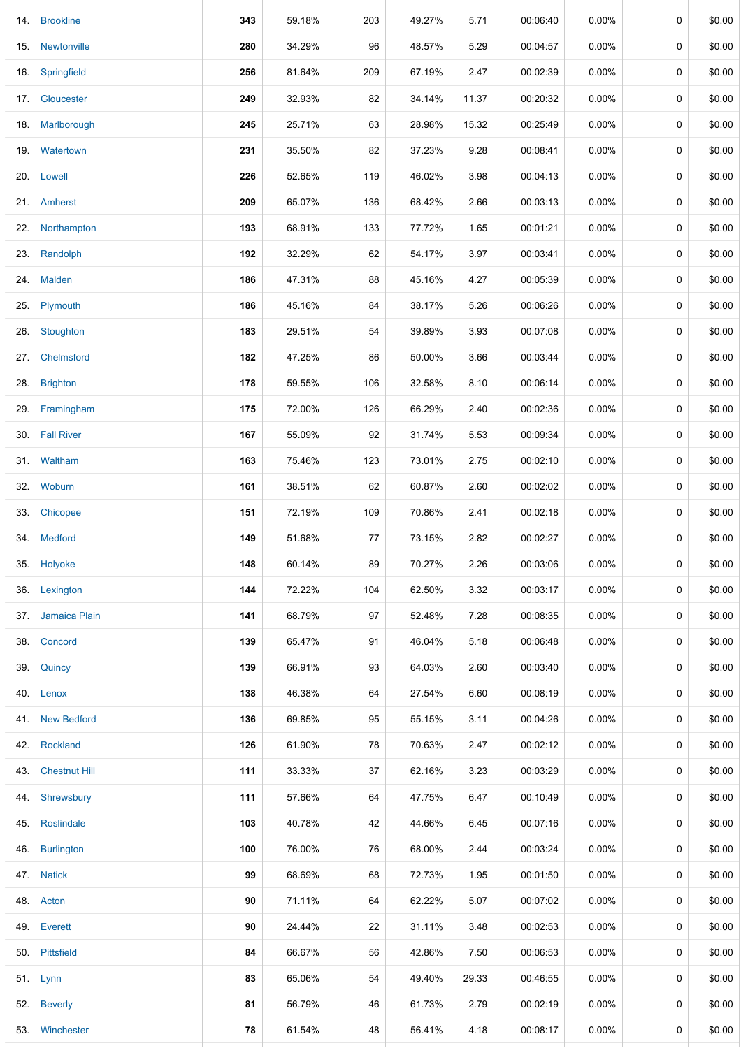| | | | | | | | | | | |
|---|---|---|---|---|---|---|---|---|---|---|
| 14. | Brookline | **343** | 59.18% | 203 | 49.27% | 5.71 | 00:06:40 | 0.00% | 0 | $0.00 |
| 15. | Newtonville | **280** | 34.29% | 96 | 48.57% | 5.29 | 00:04:57 | 0.00% | 0 | $0.00 |
| 16. | Springfield | **256** | 81.64% | 209 | 67.19% | 2.47 | 00:02:39 | 0.00% | 0 | $0.00 |
| 17. | Gloucester | **249** | 32.93% | 82 | 34.14% | 11.37 | 00:20:32 | 0.00% | 0 | $0.00 |
| 18. | Marlborough | **245** | 25.71% | 63 | 28.98% | 15.32 | 00:25:49 | 0.00% | 0 | $0.00 |
| 19. | Watertown | **231** | 35.50% | 82 | 37.23% | 9.28 | 00:08:41 | 0.00% | 0 | $0.00 |
| 20. | Lowell | **226** | 52.65% | 119 | 46.02% | 3.98 | 00:04:13 | 0.00% | 0 | $0.00 |
| 21. | Amherst | **209** | 65.07% | 136 | 68.42% | 2.66 | 00:03:13 | 0.00% | 0 | $0.00 |
| 22. | Northampton | **193** | 68.91% | 133 | 77.72% | 1.65 | 00:01:21 | 0.00% | 0 | $0.00 |
| 23. | Randolph | **192** | 32.29% | 62 | 54.17% | 3.97 | 00:03:41 | 0.00% | 0 | $0.00 |
| 24. | Malden | **186** | 47.31% | 88 | 45.16% | 4.27 | 00:05:39 | 0.00% | 0 | $0.00 |
| 25. | Plymouth | **186** | 45.16% | 84 | 38.17% | 5.26 | 00:06:26 | 0.00% | 0 | $0.00 |
| 26. | Stoughton | **183** | 29.51% | 54 | 39.89% | 3.93 | 00:07:08 | 0.00% | 0 | $0.00 |
| 27. | Chelmsford | **182** | 47.25% | 86 | 50.00% | 3.66 | 00:03:44 | 0.00% | 0 | $0.00 |
| 28. | Brighton | **178** | 59.55% | 106 | 32.58% | 8.10 | 00:06:14 | 0.00% | 0 | $0.00 |
| 29. | Framingham | **175** | 72.00% | 126 | 66.29% | 2.40 | 00:02:36 | 0.00% | 0 | $0.00 |
| 30. | Fall River | **167** | 55.09% | 92 | 31.74% | 5.53 | 00:09:34 | 0.00% | 0 | $0.00 |
| 31. | Waltham | **163** | 75.46% | 123 | 73.01% | 2.75 | 00:02:10 | 0.00% | 0 | $0.00 |
| 32. | Woburn | **161** | 38.51% | 62 | 60.87% | 2.60 | 00:02:02 | 0.00% | 0 | $0.00 |
| 33. | Chicopee | **151** | 72.19% | 109 | 70.86% | 2.41 | 00:02:18 | 0.00% | 0 | $0.00 |
| 34. | Medford | **149** | 51.68% | 77 | 73.15% | 2.82 | 00:02:27 | 0.00% | 0 | $0.00 |
| 35. | Holyoke | **148** | 60.14% | 89 | 70.27% | 2.26 | 00:03:06 | 0.00% | 0 | $0.00 |
| 36. | Lexington | **144** | 72.22% | 104 | 62.50% | 3.32 | 00:03:17 | 0.00% | 0 | $0.00 |
| 37. | Jamaica Plain | **141** | 68.79% | 97 | 52.48% | 7.28 | 00:08:35 | 0.00% | 0 | $0.00 |
| 38. | Concord | **139** | 65.47% | 91 | 46.04% | 5.18 | 00:06:48 | 0.00% | 0 | $0.00 |
| 39. | Quincy | **139** | 66.91% | 93 | 64.03% | 2.60 | 00:03:40 | 0.00% | 0 | $0.00 |
| 40. | Lenox | **138** | 46.38% | 64 | 27.54% | 6.60 | 00:08:19 | 0.00% | 0 | $0.00 |
| 41. | New Bedford | **136** | 69.85% | 95 | 55.15% | 3.11 | 00:04:26 | 0.00% | 0 | $0.00 |
| 42. | Rockland | **126** | 61.90% | 78 | 70.63% | 2.47 | 00:02:12 | 0.00% | 0 | $0.00 |
| 43. | Chestnut Hill | **111** | 33.33% | 37 | 62.16% | 3.23 | 00:03:29 | 0.00% | 0 | $0.00 |
| 44. | Shrewsbury | **111** | 57.66% | 64 | 47.75% | 6.47 | 00:10:49 | 0.00% | 0 | $0.00 |
| 45. | Roslindale | **103** | 40.78% | 42 | 44.66% | 6.45 | 00:07:16 | 0.00% | 0 | $0.00 |
| 46. | Burlington | **100** | 76.00% | 76 | 68.00% | 2.44 | 00:03:24 | 0.00% | 0 | $0.00 |
| 47. | Natick | **99** | 68.69% | 68 | 72.73% | 1.95 | 00:01:50 | 0.00% | 0 | $0.00 |
| 48. | Acton | **90** | 71.11% | 64 | 62.22% | 5.07 | 00:07:02 | 0.00% | 0 | $0.00 |
| 49. | Everett | **90** | 24.44% | 22 | 31.11% | 3.48 | 00:02:53 | 0.00% | 0 | $0.00 |
| 50. | Pittsfield | **84** | 66.67% | 56 | 42.86% | 7.50 | 00:06:53 | 0.00% | 0 | $0.00 |
| 51. | Lynn | **83** | 65.06% | 54 | 49.40% | 29.33 | 00:46:55 | 0.00% | 0 | $0.00 |
| 52. | Beverly | **81** | 56.79% | 46 | 61.73% | 2.79 | 00:02:19 | 0.00% | 0 | $0.00 |
| 53. | Winchester | **78** | 61.54% | 48 | 56.41% | 4.18 | 00:08:17 | 0.00% | 0 | $0.00 |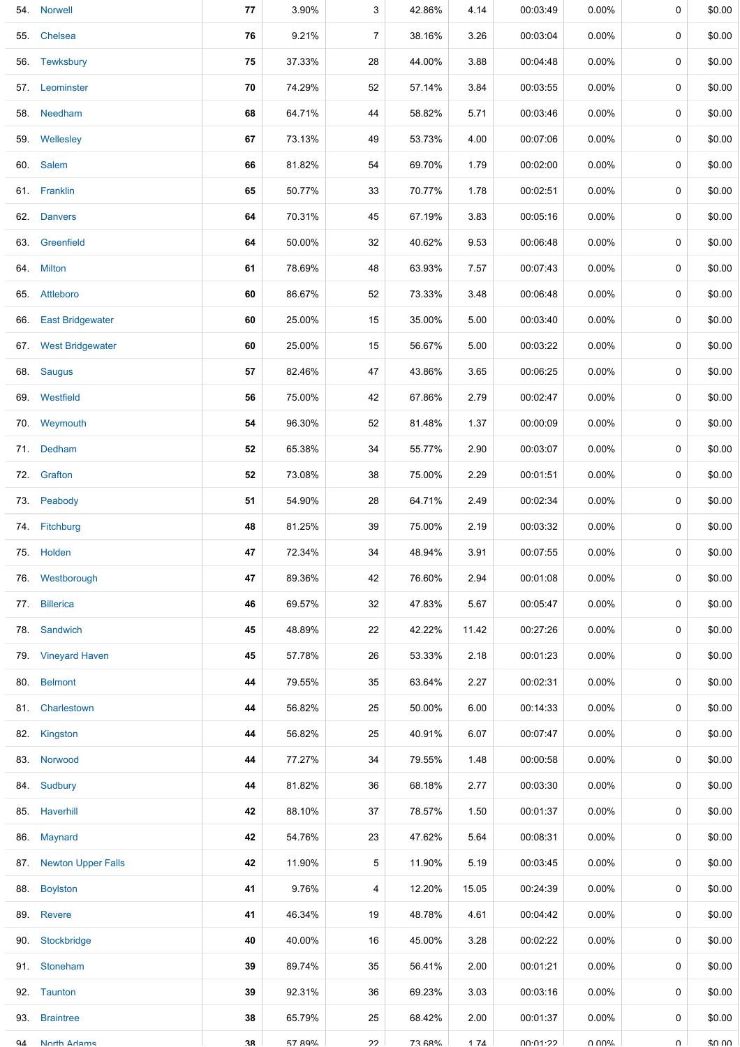| | | | | | | | | | | |
|---|---|---|---|---|---|---|---|---|---|---|
| 54. | Norwell | **77** | 3.90% | 3 | 42.86% | 4.14 | 00:03:49 | 0.00% | 0 | $0.00 |
| 55. | Chelsea | **76** | 9.21% | 7 | 38.16% | 3.26 | 00:03:04 | 0.00% | 0 | $0.00 |
| 56. | Tewksbury | **75** | 37.33% | 28 | 44.00% | 3.88 | 00:04:48 | 0.00% | 0 | $0.00 |
| 57. | Leominster | **70** | 74.29% | 52 | 57.14% | 3.84 | 00:03:55 | 0.00% | 0 | $0.00 |
| 58. | Needham | **68** | 64.71% | 44 | 58.82% | 5.71 | 00:03:46 | 0.00% | 0 | $0.00 |
| 59. | Wellesley | **67** | 73.13% | 49 | 53.73% | 4.00 | 00:07:06 | 0.00% | 0 | $0.00 |
| 60. | Salem | **66** | 81.82% | 54 | 69.70% | 1.79 | 00:02:00 | 0.00% | 0 | $0.00 |
| 61. | Franklin | **65** | 50.77% | 33 | 70.77% | 1.78 | 00:02:51 | 0.00% | 0 | $0.00 |
| 62. | Danvers | **64** | 70.31% | 45 | 67.19% | 3.83 | 00:05:16 | 0.00% | 0 | $0.00 |
| 63. | Greenfield | **64** | 50.00% | 32 | 40.62% | 9.53 | 00:06:48 | 0.00% | 0 | $0.00 |
| 64. | Milton | **61** | 78.69% | 48 | 63.93% | 7.57 | 00:07:43 | 0.00% | 0 | $0.00 |
| 65. | Attleboro | **60** | 86.67% | 52 | 73.33% | 3.48 | 00:06:48 | 0.00% | 0 | $0.00 |
| 66. | East Bridgewater | **60** | 25.00% | 15 | 35.00% | 5.00 | 00:03:40 | 0.00% | 0 | $0.00 |
| 67. | West Bridgewater | **60** | 25.00% | 15 | 56.67% | 5.00 | 00:03:22 | 0.00% | 0 | $0.00 |
| 68. | Saugus | **57** | 82.46% | 47 | 43.86% | 3.65 | 00:06:25 | 0.00% | 0 | $0.00 |
| 69. | Westfield | **56** | 75.00% | 42 | 67.86% | 2.79 | 00:02:47 | 0.00% | 0 | $0.00 |
| 70. | Weymouth | **54** | 96.30% | 52 | 81.48% | 1.37 | 00:00:09 | 0.00% | 0 | $0.00 |
| 71. | Dedham | **52** | 65.38% | 34 | 55.77% | 2.90 | 00:03:07 | 0.00% | 0 | $0.00 |
| 72. | Grafton | **52** | 73.08% | 38 | 75.00% | 2.29 | 00:01:51 | 0.00% | 0 | $0.00 |
| 73. | Peabody | **51** | 54.90% | 28 | 64.71% | 2.49 | 00:02:34 | 0.00% | 0 | $0.00 |
| 74. | Fitchburg | **48** | 81.25% | 39 | 75.00% | 2.19 | 00:03:32 | 0.00% | 0 | $0.00 |
| 75. | Holden | **47** | 72.34% | 34 | 48.94% | 3.91 | 00:07:55 | 0.00% | 0 | $0.00 |
| 76. | Westborough | **47** | 89.36% | 42 | 76.60% | 2.94 | 00:01:08 | 0.00% | 0 | $0.00 |
| 77. | Billerica | **46** | 69.57% | 32 | 47.83% | 5.67 | 00:05:47 | 0.00% | 0 | $0.00 |
| 78. | Sandwich | **45** | 48.89% | 22 | 42.22% | 11.42 | 00:27:26 | 0.00% | 0 | $0.00 |
| 79. | Vineyard Haven | **45** | 57.78% | 26 | 53.33% | 2.18 | 00:01:23 | 0.00% | 0 | $0.00 |
| 80. | Belmont | **44** | 79.55% | 35 | 63.64% | 2.27 | 00:02:31 | 0.00% | 0 | $0.00 |
| 81. | Charlestown | **44** | 56.82% | 25 | 50.00% | 6.00 | 00:14:33 | 0.00% | 0 | $0.00 |
| 82. | Kingston | **44** | 56.82% | 25 | 40.91% | 6.07 | 00:07:47 | 0.00% | 0 | $0.00 |
| 83. | Norwood | **44** | 77.27% | 34 | 79.55% | 1.48 | 00:00:58 | 0.00% | 0 | $0.00 |
| 84. | Sudbury | **44** | 81.82% | 36 | 68.18% | 2.77 | 00:03:30 | 0.00% | 0 | $0.00 |
| 85. | Haverhill | **42** | 88.10% | 37 | 78.57% | 1.50 | 00:01:37 | 0.00% | 0 | $0.00 |
| 86. | Maynard | **42** | 54.76% | 23 | 47.62% | 5.64 | 00:08:31 | 0.00% | 0 | $0.00 |
| 87. | Newton Upper Falls | **42** | 11.90% | 5 | 11.90% | 5.19 | 00:03:45 | 0.00% | 0 | $0.00 |
| 88. | Boylston | **41** | 9.76% | 4 | 12.20% | 15.05 | 00:24:39 | 0.00% | 0 | $0.00 |
| 89. | Revere | **41** | 46.34% | 19 | 48.78% | 4.61 | 00:04:42 | 0.00% | 0 | $0.00 |
| 90. | Stockbridge | **40** | 40.00% | 16 | 45.00% | 3.28 | 00:02:22 | 0.00% | 0 | $0.00 |
| 91. | Stoneham | **39** | 89.74% | 35 | 56.41% | 2.00 | 00:01:21 | 0.00% | 0 | $0.00 |
| 92. | Taunton | **39** | 92.31% | 36 | 69.23% | 3.03 | 00:03:16 | 0.00% | 0 | $0.00 |
| 93. | Braintree | **38** | 65.79% | 25 | 68.42% | 2.00 | 00:01:37 | 0.00% | 0 | $0.00 |
| 94. | North Adams | **38** | 57.89% | 22 | 73.68% | 1.74 | 00:01:22 | 0.00% | 0 | $0.00 |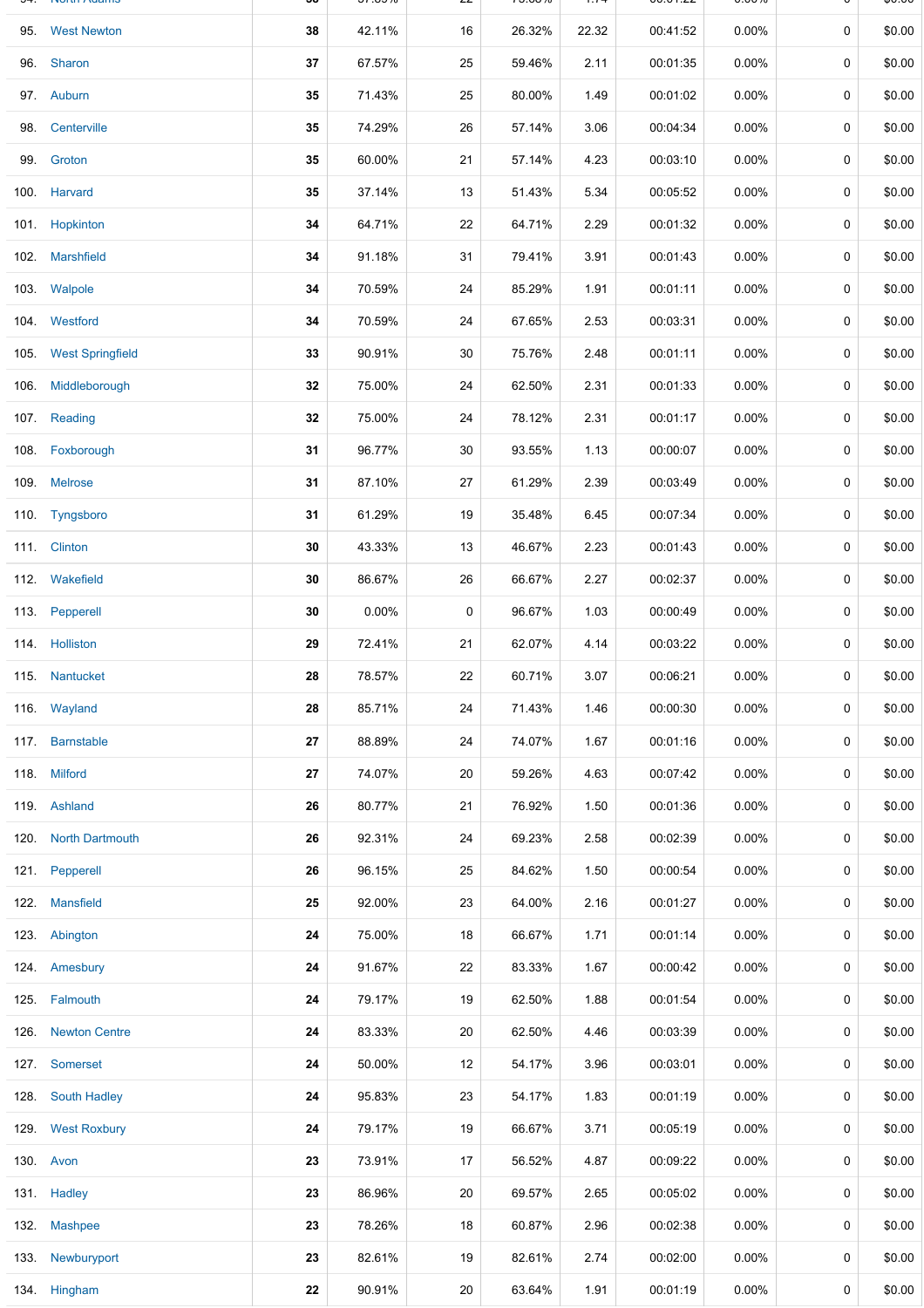| | | | | | | | | | | |
|---|---|---|---|---|---|---|---|---|---|---|
| 95. | West Newton | 38 | 42.11% | 16 | 26.32% | 22.32 | 00:41:52 | 0.00% | 0 | $0.00 |
| 96. | Sharon | 37 | 67.57% | 25 | 59.46% | 2.11 | 00:01:35 | 0.00% | 0 | $0.00 |
| 97. | Auburn | 35 | 71.43% | 25 | 80.00% | 1.49 | 00:01:02 | 0.00% | 0 | $0.00 |
| 98. | Centerville | 35 | 74.29% | 26 | 57.14% | 3.06 | 00:04:34 | 0.00% | 0 | $0.00 |
| 99. | Groton | 35 | 60.00% | 21 | 57.14% | 4.23 | 00:03:10 | 0.00% | 0 | $0.00 |
| 100. | Harvard | 35 | 37.14% | 13 | 51.43% | 5.34 | 00:05:52 | 0.00% | 0 | $0.00 |
| 101. | Hopkinton | 34 | 64.71% | 22 | 64.71% | 2.29 | 00:01:32 | 0.00% | 0 | $0.00 |
| 102. | Marshfield | 34 | 91.18% | 31 | 79.41% | 3.91 | 00:01:43 | 0.00% | 0 | $0.00 |
| 103. | Walpole | 34 | 70.59% | 24 | 85.29% | 1.91 | 00:01:11 | 0.00% | 0 | $0.00 |
| 104. | Westford | 34 | 70.59% | 24 | 67.65% | 2.53 | 00:03:31 | 0.00% | 0 | $0.00 |
| 105. | West Springfield | 33 | 90.91% | 30 | 75.76% | 2.48 | 00:01:11 | 0.00% | 0 | $0.00 |
| 106. | Middleborough | 32 | 75.00% | 24 | 62.50% | 2.31 | 00:01:33 | 0.00% | 0 | $0.00 |
| 107. | Reading | 32 | 75.00% | 24 | 78.12% | 2.31 | 00:01:17 | 0.00% | 0 | $0.00 |
| 108. | Foxborough | 31 | 96.77% | 30 | 93.55% | 1.13 | 00:00:07 | 0.00% | 0 | $0.00 |
| 109. | Melrose | 31 | 87.10% | 27 | 61.29% | 2.39 | 00:03:49 | 0.00% | 0 | $0.00 |
| 110. | Tyngsboro | 31 | 61.29% | 19 | 35.48% | 6.45 | 00:07:34 | 0.00% | 0 | $0.00 |
| 111. | Clinton | 30 | 43.33% | 13 | 46.67% | 2.23 | 00:01:43 | 0.00% | 0 | $0.00 |
| 112. | Wakefield | 30 | 86.67% | 26 | 66.67% | 2.27 | 00:02:37 | 0.00% | 0 | $0.00 |
| 113. | Pepperell | 30 | 0.00% | 0 | 96.67% | 1.03 | 00:00:49 | 0.00% | 0 | $0.00 |
| 114. | Holliston | 29 | 72.41% | 21 | 62.07% | 4.14 | 00:03:22 | 0.00% | 0 | $0.00 |
| 115. | Nantucket | 28 | 78.57% | 22 | 60.71% | 3.07 | 00:06:21 | 0.00% | 0 | $0.00 |
| 116. | Wayland | 28 | 85.71% | 24 | 71.43% | 1.46 | 00:00:30 | 0.00% | 0 | $0.00 |
| 117. | Barnstable | 27 | 88.89% | 24 | 74.07% | 1.67 | 00:01:16 | 0.00% | 0 | $0.00 |
| 118. | Milford | 27 | 74.07% | 20 | 59.26% | 4.63 | 00:07:42 | 0.00% | 0 | $0.00 |
| 119. | Ashland | 26 | 80.77% | 21 | 76.92% | 1.50 | 00:01:36 | 0.00% | 0 | $0.00 |
| 120. | North Dartmouth | 26 | 92.31% | 24 | 69.23% | 2.58 | 00:02:39 | 0.00% | 0 | $0.00 |
| 121. | Pepperell | 26 | 96.15% | 25 | 84.62% | 1.50 | 00:00:54 | 0.00% | 0 | $0.00 |
| 122. | Mansfield | 25 | 92.00% | 23 | 64.00% | 2.16 | 00:01:27 | 0.00% | 0 | $0.00 |
| 123. | Abington | 24 | 75.00% | 18 | 66.67% | 1.71 | 00:01:14 | 0.00% | 0 | $0.00 |
| 124. | Amesbury | 24 | 91.67% | 22 | 83.33% | 1.67 | 00:00:42 | 0.00% | 0 | $0.00 |
| 125. | Falmouth | 24 | 79.17% | 19 | 62.50% | 1.88 | 00:01:54 | 0.00% | 0 | $0.00 |
| 126. | Newton Centre | 24 | 83.33% | 20 | 62.50% | 4.46 | 00:03:39 | 0.00% | 0 | $0.00 |
| 127. | Somerset | 24 | 50.00% | 12 | 54.17% | 3.96 | 00:03:01 | 0.00% | 0 | $0.00 |
| 128. | South Hadley | 24 | 95.83% | 23 | 54.17% | 1.83 | 00:01:19 | 0.00% | 0 | $0.00 |
| 129. | West Roxbury | 24 | 79.17% | 19 | 66.67% | 3.71 | 00:05:19 | 0.00% | 0 | $0.00 |
| 130. | Avon | 23 | 73.91% | 17 | 56.52% | 4.87 | 00:09:22 | 0.00% | 0 | $0.00 |
| 131. | Hadley | 23 | 86.96% | 20 | 69.57% | 2.65 | 00:05:02 | 0.00% | 0 | $0.00 |
| 132. | Mashpee | 23 | 78.26% | 18 | 60.87% | 2.96 | 00:02:38 | 0.00% | 0 | $0.00 |
| 133. | Newburyport | 23 | 82.61% | 19 | 82.61% | 2.74 | 00:02:00 | 0.00% | 0 | $0.00 |
| 134. | Hingham | 22 | 90.91% | 20 | 63.64% | 1.91 | 00:01:19 | 0.00% | 0 | $0.00 |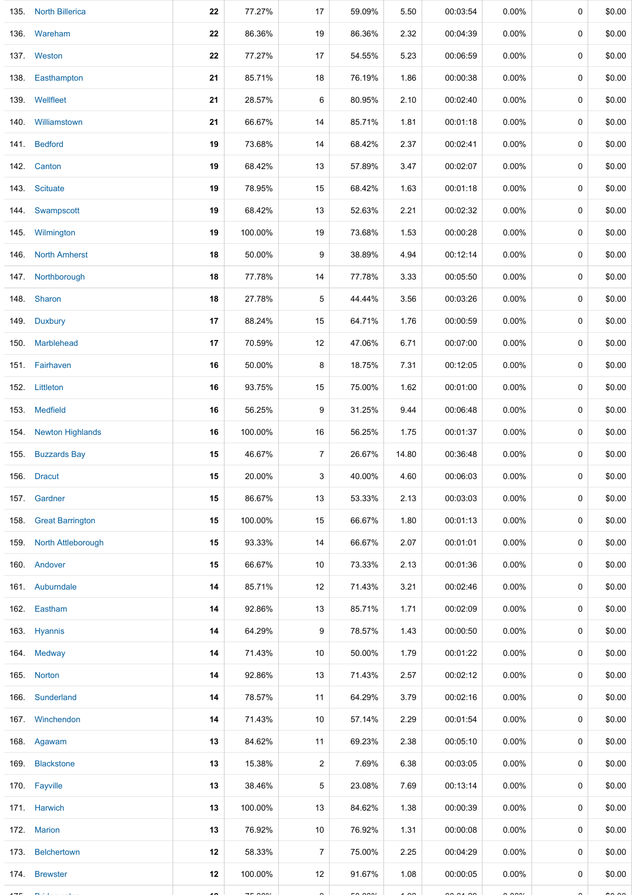| | | | | | | | | | | |
|---|---|---|---|---|---|---|---|---|---|---|
| 135. | North Billerica | 22 | 77.27% | 17 | 59.09% | 5.50 | 00:03:54 | 0.00% | 0 | $0.00 |
| 136. | Wareham | 22 | 86.36% | 19 | 86.36% | 2.32 | 00:04:39 | 0.00% | 0 | $0.00 |
| 137. | Weston | 22 | 77.27% | 17 | 54.55% | 5.23 | 00:06:59 | 0.00% | 0 | $0.00 |
| 138. | Easthampton | 21 | 85.71% | 18 | 76.19% | 1.86 | 00:00:38 | 0.00% | 0 | $0.00 |
| 139. | Wellfleet | 21 | 28.57% | 6 | 80.95% | 2.10 | 00:02:40 | 0.00% | 0 | $0.00 |
| 140. | Williamstown | 21 | 66.67% | 14 | 85.71% | 1.81 | 00:01:18 | 0.00% | 0 | $0.00 |
| 141. | Bedford | 19 | 73.68% | 14 | 68.42% | 2.37 | 00:02:41 | 0.00% | 0 | $0.00 |
| 142. | Canton | 19 | 68.42% | 13 | 57.89% | 3.47 | 00:02:07 | 0.00% | 0 | $0.00 |
| 143. | Scituate | 19 | 78.95% | 15 | 68.42% | 1.63 | 00:01:18 | 0.00% | 0 | $0.00 |
| 144. | Swampscott | 19 | 68.42% | 13 | 52.63% | 2.21 | 00:02:32 | 0.00% | 0 | $0.00 |
| 145. | Wilmington | 19 | 100.00% | 19 | 73.68% | 1.53 | 00:00:28 | 0.00% | 0 | $0.00 |
| 146. | North Amherst | 18 | 50.00% | 9 | 38.89% | 4.94 | 00:12:14 | 0.00% | 0 | $0.00 |
| 147. | Northborough | 18 | 77.78% | 14 | 77.78% | 3.33 | 00:05:50 | 0.00% | 0 | $0.00 |
| 148. | Sharon | 18 | 27.78% | 5 | 44.44% | 3.56 | 00:03:26 | 0.00% | 0 | $0.00 |
| 149. | Duxbury | 17 | 88.24% | 15 | 64.71% | 1.76 | 00:00:59 | 0.00% | 0 | $0.00 |
| 150. | Marblehead | 17 | 70.59% | 12 | 47.06% | 6.71 | 00:07:00 | 0.00% | 0 | $0.00 |
| 151. | Fairhaven | 16 | 50.00% | 8 | 18.75% | 7.31 | 00:12:05 | 0.00% | 0 | $0.00 |
| 152. | Littleton | 16 | 93.75% | 15 | 75.00% | 1.62 | 00:01:00 | 0.00% | 0 | $0.00 |
| 153. | Medfield | 16 | 56.25% | 9 | 31.25% | 9.44 | 00:06:48 | 0.00% | 0 | $0.00 |
| 154. | Newton Highlands | 16 | 100.00% | 16 | 56.25% | 1.75 | 00:01:37 | 0.00% | 0 | $0.00 |
| 155. | Buzzards Bay | 15 | 46.67% | 7 | 26.67% | 14.80 | 00:36:48 | 0.00% | 0 | $0.00 |
| 156. | Dracut | 15 | 20.00% | 3 | 40.00% | 4.60 | 00:06:03 | 0.00% | 0 | $0.00 |
| 157. | Gardner | 15 | 86.67% | 13 | 53.33% | 2.13 | 00:03:03 | 0.00% | 0 | $0.00 |
| 158. | Great Barrington | 15 | 100.00% | 15 | 66.67% | 1.80 | 00:01:13 | 0.00% | 0 | $0.00 |
| 159. | North Attleborough | 15 | 93.33% | 14 | 66.67% | 2.07 | 00:01:01 | 0.00% | 0 | $0.00 |
| 160. | Andover | 15 | 66.67% | 10 | 73.33% | 2.13 | 00:01:36 | 0.00% | 0 | $0.00 |
| 161. | Auburndale | 14 | 85.71% | 12 | 71.43% | 3.21 | 00:02:46 | 0.00% | 0 | $0.00 |
| 162. | Eastham | 14 | 92.86% | 13 | 85.71% | 1.71 | 00:02:09 | 0.00% | 0 | $0.00 |
| 163. | Hyannis | 14 | 64.29% | 9 | 78.57% | 1.43 | 00:00:50 | 0.00% | 0 | $0.00 |
| 164. | Medway | 14 | 71.43% | 10 | 50.00% | 1.79 | 00:01:22 | 0.00% | 0 | $0.00 |
| 165. | Norton | 14 | 92.86% | 13 | 71.43% | 2.57 | 00:02:12 | 0.00% | 0 | $0.00 |
| 166. | Sunderland | 14 | 78.57% | 11 | 64.29% | 3.79 | 00:02:16 | 0.00% | 0 | $0.00 |
| 167. | Winchendon | 14 | 71.43% | 10 | 57.14% | 2.29 | 00:01:54 | 0.00% | 0 | $0.00 |
| 168. | Agawam | 13 | 84.62% | 11 | 69.23% | 2.38 | 00:05:10 | 0.00% | 0 | $0.00 |
| 169. | Blackstone | 13 | 15.38% | 2 | 7.69% | 6.38 | 00:03:05 | 0.00% | 0 | $0.00 |
| 170. | Fayville | 13 | 38.46% | 5 | 23.08% | 7.69 | 00:13:14 | 0.00% | 0 | $0.00 |
| 171. | Harwich | 13 | 100.00% | 13 | 84.62% | 1.38 | 00:00:39 | 0.00% | 0 | $0.00 |
| 172. | Marion | 13 | 76.92% | 10 | 76.92% | 1.31 | 00:00:08 | 0.00% | 0 | $0.00 |
| 173. | Belchertown | 12 | 58.33% | 7 | 75.00% | 2.25 | 00:04:29 | 0.00% | 0 | $0.00 |
| 174. | Brewster | 12 | 100.00% | 12 | 91.67% | 1.08 | 00:00:05 | 0.00% | 0 | $0.00 |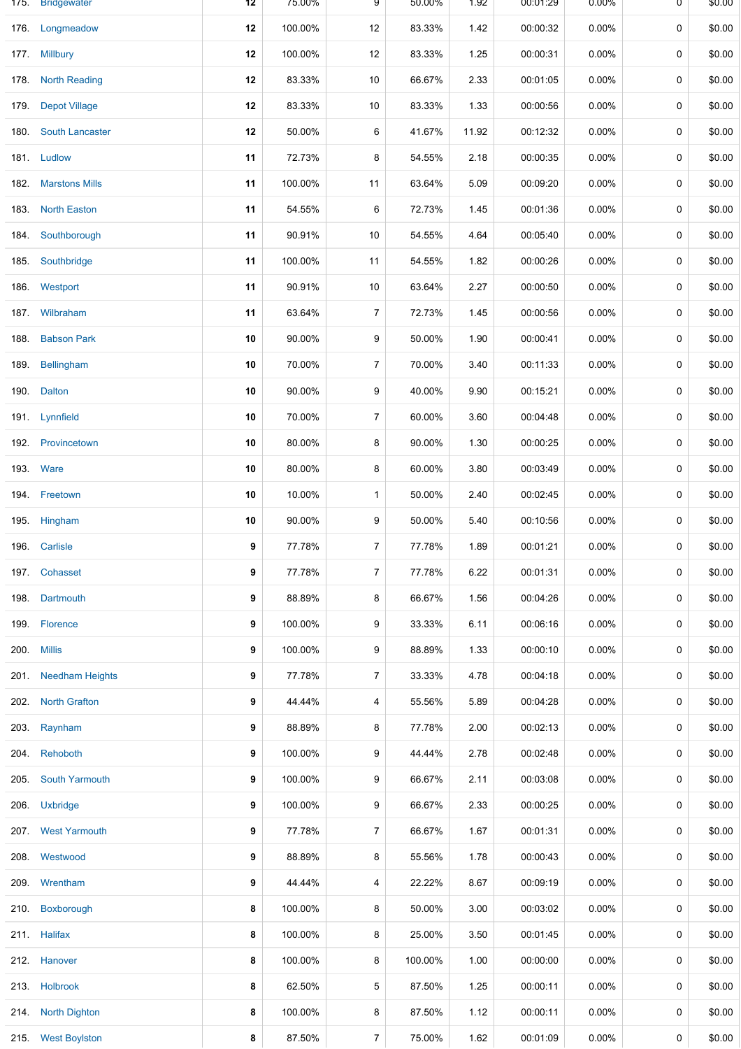| | | | | | | | | | |
|---|---|---|---|---|---|---|---|---|---|
| 175. | Bridgewater | 12 | 75.00% | 9 | 50.00% | 1.92 | 00:01:29 | 0.00% | 0 | $0.00 |
| 176. | Longmeadow | 12 | 100.00% | 12 | 83.33% | 1.42 | 00:00:32 | 0.00% | 0 | $0.00 |
| 177. | Millbury | 12 | 100.00% | 12 | 83.33% | 1.25 | 00:00:31 | 0.00% | 0 | $0.00 |
| 178. | North Reading | 12 | 83.33% | 10 | 66.67% | 2.33 | 00:01:05 | 0.00% | 0 | $0.00 |
| 179. | Depot Village | 12 | 83.33% | 10 | 83.33% | 1.33 | 00:00:56 | 0.00% | 0 | $0.00 |
| 180. | South Lancaster | 12 | 50.00% | 6 | 41.67% | 11.92 | 00:12:32 | 0.00% | 0 | $0.00 |
| 181. | Ludlow | 11 | 72.73% | 8 | 54.55% | 2.18 | 00:00:35 | 0.00% | 0 | $0.00 |
| 182. | Marstons Mills | 11 | 100.00% | 11 | 63.64% | 5.09 | 00:09:20 | 0.00% | 0 | $0.00 |
| 183. | North Easton | 11 | 54.55% | 6 | 72.73% | 1.45 | 00:01:36 | 0.00% | 0 | $0.00 |
| 184. | Southborough | 11 | 90.91% | 10 | 54.55% | 4.64 | 00:05:40 | 0.00% | 0 | $0.00 |
| 185. | Southbridge | 11 | 100.00% | 11 | 54.55% | 1.82 | 00:00:26 | 0.00% | 0 | $0.00 |
| 186. | Westport | 11 | 90.91% | 10 | 63.64% | 2.27 | 00:00:50 | 0.00% | 0 | $0.00 |
| 187. | Wilbraham | 11 | 63.64% | 7 | 72.73% | 1.45 | 00:00:56 | 0.00% | 0 | $0.00 |
| 188. | Babson Park | 10 | 90.00% | 9 | 50.00% | 1.90 | 00:00:41 | 0.00% | 0 | $0.00 |
| 189. | Bellingham | 10 | 70.00% | 7 | 70.00% | 3.40 | 00:11:33 | 0.00% | 0 | $0.00 |
| 190. | Dalton | 10 | 90.00% | 9 | 40.00% | 9.90 | 00:15:21 | 0.00% | 0 | $0.00 |
| 191. | Lynnfield | 10 | 70.00% | 7 | 60.00% | 3.60 | 00:04:48 | 0.00% | 0 | $0.00 |
| 192. | Provincetown | 10 | 80.00% | 8 | 90.00% | 1.30 | 00:00:25 | 0.00% | 0 | $0.00 |
| 193. | Ware | 10 | 80.00% | 8 | 60.00% | 3.80 | 00:03:49 | 0.00% | 0 | $0.00 |
| 194. | Freetown | 10 | 10.00% | 1 | 50.00% | 2.40 | 00:02:45 | 0.00% | 0 | $0.00 |
| 195. | Hingham | 10 | 90.00% | 9 | 50.00% | 5.40 | 00:10:56 | 0.00% | 0 | $0.00 |
| 196. | Carlisle | 9 | 77.78% | 7 | 77.78% | 1.89 | 00:01:21 | 0.00% | 0 | $0.00 |
| 197. | Cohasset | 9 | 77.78% | 7 | 77.78% | 6.22 | 00:01:31 | 0.00% | 0 | $0.00 |
| 198. | Dartmouth | 9 | 88.89% | 8 | 66.67% | 1.56 | 00:04:26 | 0.00% | 0 | $0.00 |
| 199. | Florence | 9 | 100.00% | 9 | 33.33% | 6.11 | 00:06:16 | 0.00% | 0 | $0.00 |
| 200. | Millis | 9 | 100.00% | 9 | 88.89% | 1.33 | 00:00:10 | 0.00% | 0 | $0.00 |
| 201. | Needham Heights | 9 | 77.78% | 7 | 33.33% | 4.78 | 00:04:18 | 0.00% | 0 | $0.00 |
| 202. | North Grafton | 9 | 44.44% | 4 | 55.56% | 5.89 | 00:04:28 | 0.00% | 0 | $0.00 |
| 203. | Raynham | 9 | 88.89% | 8 | 77.78% | 2.00 | 00:02:13 | 0.00% | 0 | $0.00 |
| 204. | Rehoboth | 9 | 100.00% | 9 | 44.44% | 2.78 | 00:02:48 | 0.00% | 0 | $0.00 |
| 205. | South Yarmouth | 9 | 100.00% | 9 | 66.67% | 2.11 | 00:03:08 | 0.00% | 0 | $0.00 |
| 206. | Uxbridge | 9 | 100.00% | 9 | 66.67% | 2.33 | 00:00:25 | 0.00% | 0 | $0.00 |
| 207. | West Yarmouth | 9 | 77.78% | 7 | 66.67% | 1.67 | 00:01:31 | 0.00% | 0 | $0.00 |
| 208. | Westwood | 9 | 88.89% | 8 | 55.56% | 1.78 | 00:00:43 | 0.00% | 0 | $0.00 |
| 209. | Wrentham | 9 | 44.44% | 4 | 22.22% | 8.67 | 00:09:19 | 0.00% | 0 | $0.00 |
| 210. | Boxborough | 8 | 100.00% | 8 | 50.00% | 3.00 | 00:03:02 | 0.00% | 0 | $0.00 |
| 211. | Halifax | 8 | 100.00% | 8 | 25.00% | 3.50 | 00:01:45 | 0.00% | 0 | $0.00 |
| 212. | Hanover | 8 | 100.00% | 8 | 100.00% | 1.00 | 00:00:00 | 0.00% | 0 | $0.00 |
| 213. | Holbrook | 8 | 62.50% | 5 | 87.50% | 1.25 | 00:00:11 | 0.00% | 0 | $0.00 |
| 214. | North Dighton | 8 | 100.00% | 8 | 87.50% | 1.12 | 00:00:11 | 0.00% | 0 | $0.00 |
| 215. | West Boylston | 8 | 87.50% | 7 | 75.00% | 1.62 | 00:01:09 | 0.00% | 0 | $0.00 |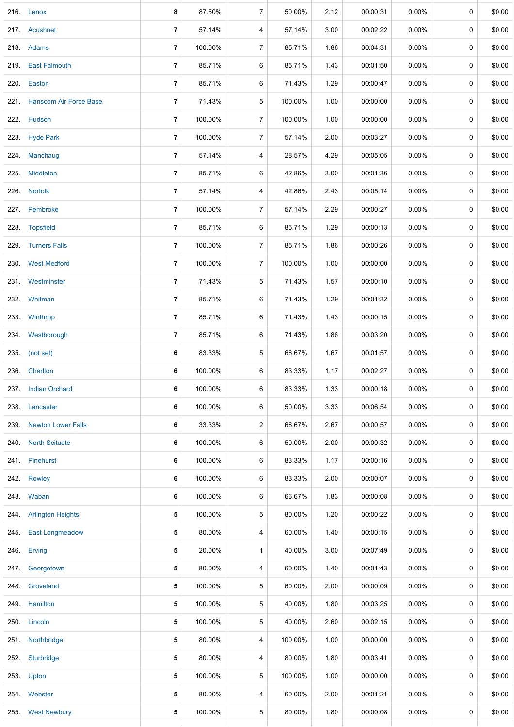| | | | | | | | | | |
|---|---|---|---|---|---|---|---|---|---|
| 216. | Lenox | 8 | 87.50% | 7 | 50.00% | 2.12 | 00:00:31 | 0.00% | 0 | $0.00 |
| 217. | Acushnet | 7 | 57.14% | 4 | 57.14% | 3.00 | 00:02:22 | 0.00% | 0 | $0.00 |
| 218. | Adams | 7 | 100.00% | 7 | 85.71% | 1.86 | 00:04:31 | 0.00% | 0 | $0.00 |
| 219. | East Falmouth | 7 | 85.71% | 6 | 85.71% | 1.43 | 00:01:50 | 0.00% | 0 | $0.00 |
| 220. | Easton | 7 | 85.71% | 6 | 71.43% | 1.29 | 00:00:47 | 0.00% | 0 | $0.00 |
| 221. | Hanscom Air Force Base | 7 | 71.43% | 5 | 100.00% | 1.00 | 00:00:00 | 0.00% | 0 | $0.00 |
| 222. | Hudson | 7 | 100.00% | 7 | 100.00% | 1.00 | 00:00:00 | 0.00% | 0 | $0.00 |
| 223. | Hyde Park | 7 | 100.00% | 7 | 57.14% | 2.00 | 00:03:27 | 0.00% | 0 | $0.00 |
| 224. | Manchaug | 7 | 57.14% | 4 | 28.57% | 4.29 | 00:05:05 | 0.00% | 0 | $0.00 |
| 225. | Middleton | 7 | 85.71% | 6 | 42.86% | 3.00 | 00:01:36 | 0.00% | 0 | $0.00 |
| 226. | Norfolk | 7 | 57.14% | 4 | 42.86% | 2.43 | 00:05:14 | 0.00% | 0 | $0.00 |
| 227. | Pembroke | 7 | 100.00% | 7 | 57.14% | 2.29 | 00:00:27 | 0.00% | 0 | $0.00 |
| 228. | Topsfield | 7 | 85.71% | 6 | 85.71% | 1.29 | 00:00:13 | 0.00% | 0 | $0.00 |
| 229. | Turners Falls | 7 | 100.00% | 7 | 85.71% | 1.86 | 00:00:26 | 0.00% | 0 | $0.00 |
| 230. | West Medford | 7 | 100.00% | 7 | 100.00% | 1.00 | 00:00:00 | 0.00% | 0 | $0.00 |
| 231. | Westminster | 7 | 71.43% | 5 | 71.43% | 1.57 | 00:00:10 | 0.00% | 0 | $0.00 |
| 232. | Whitman | 7 | 85.71% | 6 | 71.43% | 1.29 | 00:01:32 | 0.00% | 0 | $0.00 |
| 233. | Winthrop | 7 | 85.71% | 6 | 71.43% | 1.43 | 00:00:15 | 0.00% | 0 | $0.00 |
| 234. | Westborough | 7 | 85.71% | 6 | 71.43% | 1.86 | 00:03:20 | 0.00% | 0 | $0.00 |
| 235. | (not set) | 6 | 83.33% | 5 | 66.67% | 1.67 | 00:01:57 | 0.00% | 0 | $0.00 |
| 236. | Charlton | 6 | 100.00% | 6 | 83.33% | 1.17 | 00:02:27 | 0.00% | 0 | $0.00 |
| 237. | Indian Orchard | 6 | 100.00% | 6 | 83.33% | 1.33 | 00:00:18 | 0.00% | 0 | $0.00 |
| 238. | Lancaster | 6 | 100.00% | 6 | 50.00% | 3.33 | 00:06:54 | 0.00% | 0 | $0.00 |
| 239. | Newton Lower Falls | 6 | 33.33% | 2 | 66.67% | 2.67 | 00:00:57 | 0.00% | 0 | $0.00 |
| 240. | North Scituate | 6 | 100.00% | 6 | 50.00% | 2.00 | 00:00:32 | 0.00% | 0 | $0.00 |
| 241. | Pinehurst | 6 | 100.00% | 6 | 83.33% | 1.17 | 00:00:16 | 0.00% | 0 | $0.00 |
| 242. | Rowley | 6 | 100.00% | 6 | 83.33% | 2.00 | 00:00:07 | 0.00% | 0 | $0.00 |
| 243. | Waban | 6 | 100.00% | 6 | 66.67% | 1.83 | 00:00:08 | 0.00% | 0 | $0.00 |
| 244. | Arlington Heights | 5 | 100.00% | 5 | 80.00% | 1.20 | 00:00:22 | 0.00% | 0 | $0.00 |
| 245. | East Longmeadow | 5 | 80.00% | 4 | 60.00% | 1.40 | 00:00:15 | 0.00% | 0 | $0.00 |
| 246. | Erving | 5 | 20.00% | 1 | 40.00% | 3.00 | 00:07:49 | 0.00% | 0 | $0.00 |
| 247. | Georgetown | 5 | 80.00% | 4 | 60.00% | 1.40 | 00:01:43 | 0.00% | 0 | $0.00 |
| 248. | Groveland | 5 | 100.00% | 5 | 60.00% | 2.00 | 00:00:09 | 0.00% | 0 | $0.00 |
| 249. | Hamilton | 5 | 100.00% | 5 | 40.00% | 1.80 | 00:03:25 | 0.00% | 0 | $0.00 |
| 250. | Lincoln | 5 | 100.00% | 5 | 40.00% | 2.60 | 00:02:15 | 0.00% | 0 | $0.00 |
| 251. | Northbridge | 5 | 80.00% | 4 | 100.00% | 1.00 | 00:00:00 | 0.00% | 0 | $0.00 |
| 252. | Sturbridge | 5 | 80.00% | 4 | 80.00% | 1.80 | 00:03:41 | 0.00% | 0 | $0.00 |
| 253. | Upton | 5 | 100.00% | 5 | 100.00% | 1.00 | 00:00:00 | 0.00% | 0 | $0.00 |
| 254. | Webster | 5 | 80.00% | 4 | 60.00% | 2.00 | 00:01:21 | 0.00% | 0 | $0.00 |
| 255. | West Newbury | 5 | 100.00% | 5 | 80.00% | 1.80 | 00:00:08 | 0.00% | 0 | $0.00 |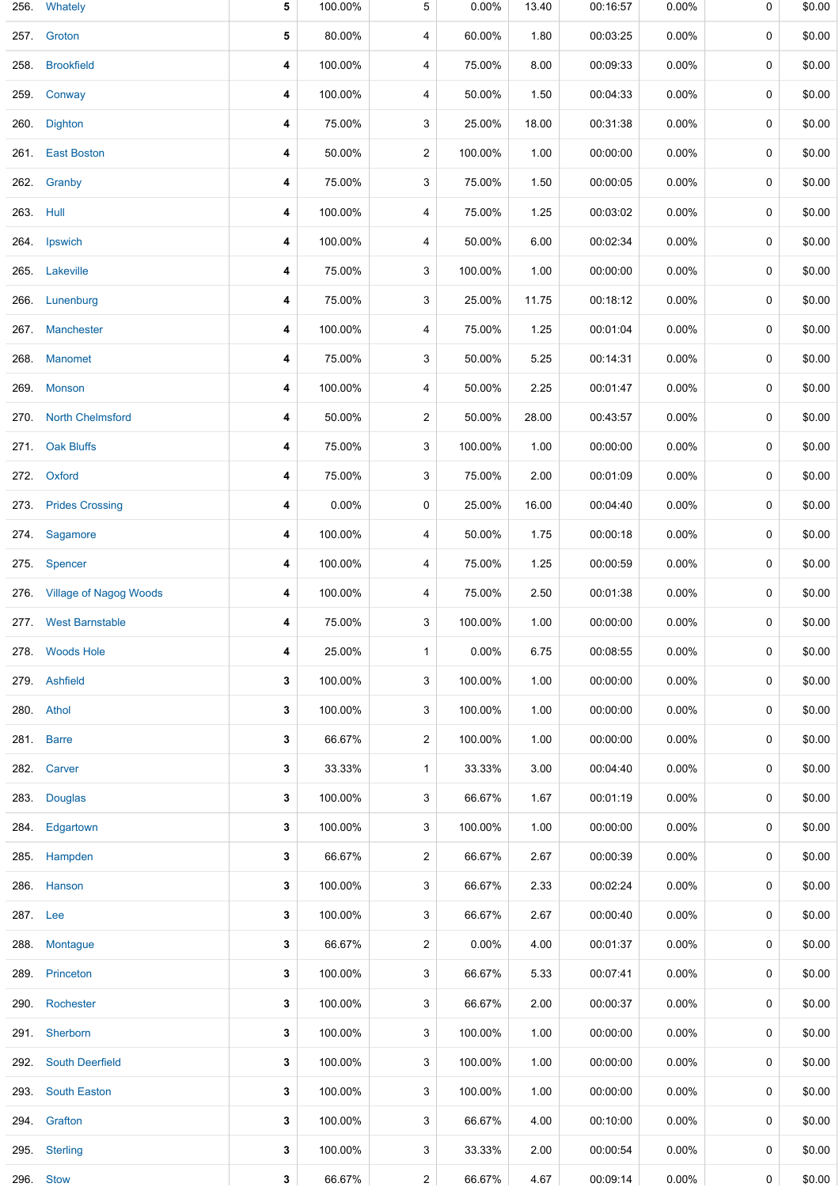| | | | | | | | | | |
|---|---|---|---|---|---|---|---|---|---|
| 256. | Whately | 5 | 100.00% | 5 | 0.00% | 13.40 | 00:16:57 | 0.00% | 0 | $0.00 |
| 257. | Groton | 5 | 80.00% | 4 | 60.00% | 1.80 | 00:03:25 | 0.00% | 0 | $0.00 |
| 258. | Brookfield | 4 | 100.00% | 4 | 75.00% | 8.00 | 00:09:33 | 0.00% | 0 | $0.00 |
| 259. | Conway | 4 | 100.00% | 4 | 50.00% | 1.50 | 00:04:33 | 0.00% | 0 | $0.00 |
| 260. | Dighton | 4 | 75.00% | 3 | 25.00% | 18.00 | 00:31:38 | 0.00% | 0 | $0.00 |
| 261. | East Boston | 4 | 50.00% | 2 | 100.00% | 1.00 | 00:00:00 | 0.00% | 0 | $0.00 |
| 262. | Granby | 4 | 75.00% | 3 | 75.00% | 1.50 | 00:00:05 | 0.00% | 0 | $0.00 |
| 263. | Hull | 4 | 100.00% | 4 | 75.00% | 1.25 | 00:03:02 | 0.00% | 0 | $0.00 |
| 264. | Ipswich | 4 | 100.00% | 4 | 50.00% | 6.00 | 00:02:34 | 0.00% | 0 | $0.00 |
| 265. | Lakeville | 4 | 75.00% | 3 | 100.00% | 1.00 | 00:00:00 | 0.00% | 0 | $0.00 |
| 266. | Lunenburg | 4 | 75.00% | 3 | 25.00% | 11.75 | 00:18:12 | 0.00% | 0 | $0.00 |
| 267. | Manchester | 4 | 100.00% | 4 | 75.00% | 1.25 | 00:01:04 | 0.00% | 0 | $0.00 |
| 268. | Manomet | 4 | 75.00% | 3 | 50.00% | 5.25 | 00:14:31 | 0.00% | 0 | $0.00 |
| 269. | Monson | 4 | 100.00% | 4 | 50.00% | 2.25 | 00:01:47 | 0.00% | 0 | $0.00 |
| 270. | North Chelmsford | 4 | 50.00% | 2 | 50.00% | 28.00 | 00:43:57 | 0.00% | 0 | $0.00 |
| 271. | Oak Bluffs | 4 | 75.00% | 3 | 100.00% | 1.00 | 00:00:00 | 0.00% | 0 | $0.00 |
| 272. | Oxford | 4 | 75.00% | 3 | 75.00% | 2.00 | 00:01:09 | 0.00% | 0 | $0.00 |
| 273. | Prides Crossing | 4 | 0.00% | 0 | 25.00% | 16.00 | 00:04:40 | 0.00% | 0 | $0.00 |
| 274. | Sagamore | 4 | 100.00% | 4 | 50.00% | 1.75 | 00:00:18 | 0.00% | 0 | $0.00 |
| 275. | Spencer | 4 | 100.00% | 4 | 75.00% | 1.25 | 00:00:59 | 0.00% | 0 | $0.00 |
| 276. | Village of Nagog Woods | 4 | 100.00% | 4 | 75.00% | 2.50 | 00:01:38 | 0.00% | 0 | $0.00 |
| 277. | West Barnstable | 4 | 75.00% | 3 | 100.00% | 1.00 | 00:00:00 | 0.00% | 0 | $0.00 |
| 278. | Woods Hole | 4 | 25.00% | 1 | 0.00% | 6.75 | 00:08:55 | 0.00% | 0 | $0.00 |
| 279. | Ashfield | 3 | 100.00% | 3 | 100.00% | 1.00 | 00:00:00 | 0.00% | 0 | $0.00 |
| 280. | Athol | 3 | 100.00% | 3 | 100.00% | 1.00 | 00:00:00 | 0.00% | 0 | $0.00 |
| 281. | Barre | 3 | 66.67% | 2 | 100.00% | 1.00 | 00:00:00 | 0.00% | 0 | $0.00 |
| 282. | Carver | 3 | 33.33% | 1 | 33.33% | 3.00 | 00:04:40 | 0.00% | 0 | $0.00 |
| 283. | Douglas | 3 | 100.00% | 3 | 66.67% | 1.67 | 00:01:19 | 0.00% | 0 | $0.00 |
| 284. | Edgartown | 3 | 100.00% | 3 | 100.00% | 1.00 | 00:00:00 | 0.00% | 0 | $0.00 |
| 285. | Hampden | 3 | 66.67% | 2 | 66.67% | 2.67 | 00:00:39 | 0.00% | 0 | $0.00 |
| 286. | Hanson | 3 | 100.00% | 3 | 66.67% | 2.33 | 00:02:24 | 0.00% | 0 | $0.00 |
| 287. | Lee | 3 | 100.00% | 3 | 66.67% | 2.67 | 00:00:40 | 0.00% | 0 | $0.00 |
| 288. | Montague | 3 | 66.67% | 2 | 0.00% | 4.00 | 00:01:37 | 0.00% | 0 | $0.00 |
| 289. | Princeton | 3 | 100.00% | 3 | 66.67% | 5.33 | 00:07:41 | 0.00% | 0 | $0.00 |
| 290. | Rochester | 3 | 100.00% | 3 | 66.67% | 2.00 | 00:00:37 | 0.00% | 0 | $0.00 |
| 291. | Sherborn | 3 | 100.00% | 3 | 100.00% | 1.00 | 00:00:00 | 0.00% | 0 | $0.00 |
| 292. | South Deerfield | 3 | 100.00% | 3 | 100.00% | 1.00 | 00:00:00 | 0.00% | 0 | $0.00 |
| 293. | South Easton | 3 | 100.00% | 3 | 100.00% | 1.00 | 00:00:00 | 0.00% | 0 | $0.00 |
| 294. | Grafton | 3 | 100.00% | 3 | 66.67% | 4.00 | 00:10:00 | 0.00% | 0 | $0.00 |
| 295. | Sterling | 3 | 100.00% | 3 | 33.33% | 2.00 | 00:00:54 | 0.00% | 0 | $0.00 |
| 296. | Stow | 3 | 66.67% | 2 | 66.67% | 4.67 | 00:09:14 | 0.00% | 0 | $0.00 |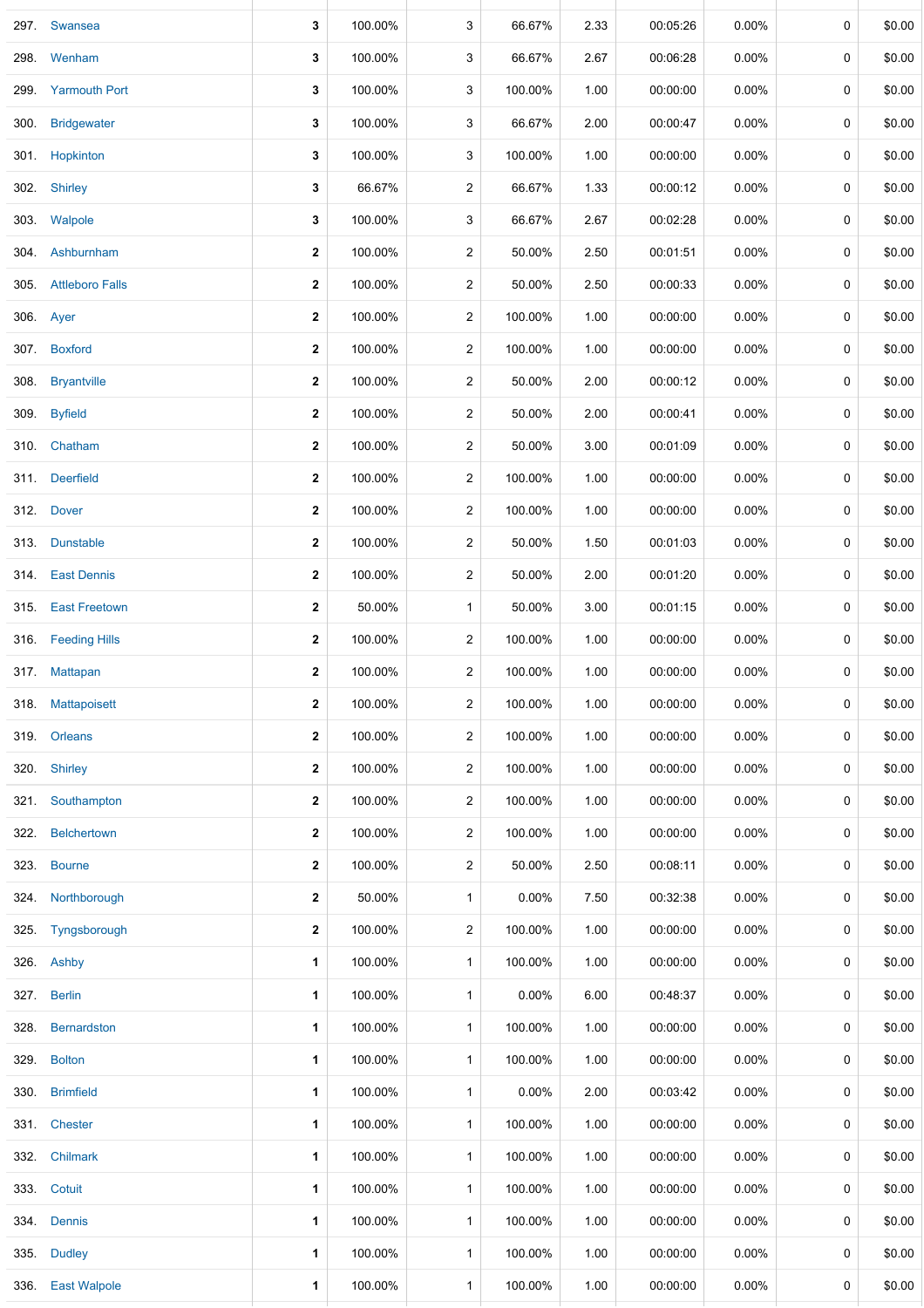| | | | | | | | | | | |
|---|---|---|---|---|---|---|---|---|---|---|
| 297. | Swansea | 3 | 100.00% | 3 | 66.67% | 2.33 | 00:05:26 | 0.00% | 0 | $0.00 |
| 298. | Wenham | 3 | 100.00% | 3 | 66.67% | 2.67 | 00:06:28 | 0.00% | 0 | $0.00 |
| 299. | Yarmouth Port | 3 | 100.00% | 3 | 100.00% | 1.00 | 00:00:00 | 0.00% | 0 | $0.00 |
| 300. | Bridgewater | 3 | 100.00% | 3 | 66.67% | 2.00 | 00:00:47 | 0.00% | 0 | $0.00 |
| 301. | Hopkinton | 3 | 100.00% | 3 | 100.00% | 1.00 | 00:00:00 | 0.00% | 0 | $0.00 |
| 302. | Shirley | 3 | 66.67% | 2 | 66.67% | 1.33 | 00:00:12 | 0.00% | 0 | $0.00 |
| 303. | Walpole | 3 | 100.00% | 3 | 66.67% | 2.67 | 00:02:28 | 0.00% | 0 | $0.00 |
| 304. | Ashburnham | 2 | 100.00% | 2 | 50.00% | 2.50 | 00:01:51 | 0.00% | 0 | $0.00 |
| 305. | Attleboro Falls | 2 | 100.00% | 2 | 50.00% | 2.50 | 00:00:33 | 0.00% | 0 | $0.00 |
| 306. | Ayer | 2 | 100.00% | 2 | 100.00% | 1.00 | 00:00:00 | 0.00% | 0 | $0.00 |
| 307. | Boxford | 2 | 100.00% | 2 | 100.00% | 1.00 | 00:00:00 | 0.00% | 0 | $0.00 |
| 308. | Bryantville | 2 | 100.00% | 2 | 50.00% | 2.00 | 00:00:12 | 0.00% | 0 | $0.00 |
| 309. | Byfield | 2 | 100.00% | 2 | 50.00% | 2.00 | 00:00:41 | 0.00% | 0 | $0.00 |
| 310. | Chatham | 2 | 100.00% | 2 | 50.00% | 3.00 | 00:01:09 | 0.00% | 0 | $0.00 |
| 311. | Deerfield | 2 | 100.00% | 2 | 100.00% | 1.00 | 00:00:00 | 0.00% | 0 | $0.00 |
| 312. | Dover | 2 | 100.00% | 2 | 100.00% | 1.00 | 00:00:00 | 0.00% | 0 | $0.00 |
| 313. | Dunstable | 2 | 100.00% | 2 | 50.00% | 1.50 | 00:01:03 | 0.00% | 0 | $0.00 |
| 314. | East Dennis | 2 | 100.00% | 2 | 50.00% | 2.00 | 00:01:20 | 0.00% | 0 | $0.00 |
| 315. | East Freetown | 2 | 50.00% | 1 | 50.00% | 3.00 | 00:01:15 | 0.00% | 0 | $0.00 |
| 316. | Feeding Hills | 2 | 100.00% | 2 | 100.00% | 1.00 | 00:00:00 | 0.00% | 0 | $0.00 |
| 317. | Mattapan | 2 | 100.00% | 2 | 100.00% | 1.00 | 00:00:00 | 0.00% | 0 | $0.00 |
| 318. | Mattapoisett | 2 | 100.00% | 2 | 100.00% | 1.00 | 00:00:00 | 0.00% | 0 | $0.00 |
| 319. | Orleans | 2 | 100.00% | 2 | 100.00% | 1.00 | 00:00:00 | 0.00% | 0 | $0.00 |
| 320. | Shirley | 2 | 100.00% | 2 | 100.00% | 1.00 | 00:00:00 | 0.00% | 0 | $0.00 |
| 321. | Southampton | 2 | 100.00% | 2 | 100.00% | 1.00 | 00:00:00 | 0.00% | 0 | $0.00 |
| 322. | Belchertown | 2 | 100.00% | 2 | 100.00% | 1.00 | 00:00:00 | 0.00% | 0 | $0.00 |
| 323. | Bourne | 2 | 100.00% | 2 | 50.00% | 2.50 | 00:08:11 | 0.00% | 0 | $0.00 |
| 324. | Northborough | 2 | 50.00% | 1 | 0.00% | 7.50 | 00:32:38 | 0.00% | 0 | $0.00 |
| 325. | Tyngsborough | 2 | 100.00% | 2 | 100.00% | 1.00 | 00:00:00 | 0.00% | 0 | $0.00 |
| 326. | Ashby | 1 | 100.00% | 1 | 100.00% | 1.00 | 00:00:00 | 0.00% | 0 | $0.00 |
| 327. | Berlin | 1 | 100.00% | 1 | 0.00% | 6.00 | 00:48:37 | 0.00% | 0 | $0.00 |
| 328. | Bernardston | 1 | 100.00% | 1 | 100.00% | 1.00 | 00:00:00 | 0.00% | 0 | $0.00 |
| 329. | Bolton | 1 | 100.00% | 1 | 100.00% | 1.00 | 00:00:00 | 0.00% | 0 | $0.00 |
| 330. | Brimfield | 1 | 100.00% | 1 | 0.00% | 2.00 | 00:03:42 | 0.00% | 0 | $0.00 |
| 331. | Chester | 1 | 100.00% | 1 | 100.00% | 1.00 | 00:00:00 | 0.00% | 0 | $0.00 |
| 332. | Chilmark | 1 | 100.00% | 1 | 100.00% | 1.00 | 00:00:00 | 0.00% | 0 | $0.00 |
| 333. | Cotuit | 1 | 100.00% | 1 | 100.00% | 1.00 | 00:00:00 | 0.00% | 0 | $0.00 |
| 334. | Dennis | 1 | 100.00% | 1 | 100.00% | 1.00 | 00:00:00 | 0.00% | 0 | $0.00 |
| 335. | Dudley | 1 | 100.00% | 1 | 100.00% | 1.00 | 00:00:00 | 0.00% | 0 | $0.00 |
| 336. | East Walpole | 1 | 100.00% | 1 | 100.00% | 1.00 | 00:00:00 | 0.00% | 0 | $0.00 |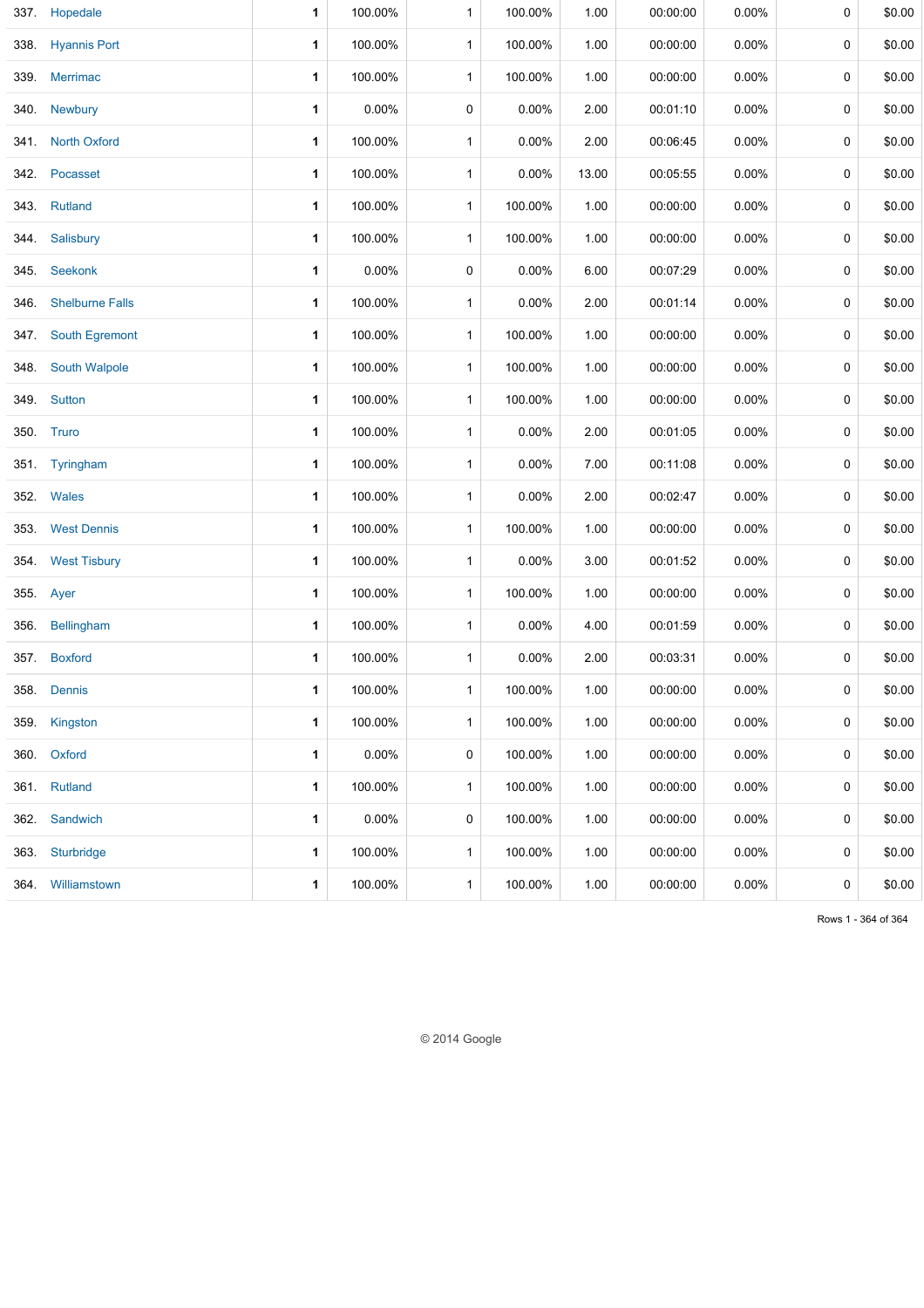| | | | | | | | | | | |
|---|---|---|---|---|---|---|---|---|---|---|
| 337. | Hopedale | 1 | 100.00% | 1 | 100.00% | 1.00 | 00:00:00 | 0.00% | 0 | $0.00 |
| 338. | Hyannis Port | 1 | 100.00% | 1 | 100.00% | 1.00 | 00:00:00 | 0.00% | 0 | $0.00 |
| 339. | Merrimac | 1 | 100.00% | 1 | 100.00% | 1.00 | 00:00:00 | 0.00% | 0 | $0.00 |
| 340. | Newbury | 1 | 0.00% | 0 | 0.00% | 2.00 | 00:01:10 | 0.00% | 0 | $0.00 |
| 341. | North Oxford | 1 | 100.00% | 1 | 0.00% | 2.00 | 00:06:45 | 0.00% | 0 | $0.00 |
| 342. | Pocasset | 1 | 100.00% | 1 | 0.00% | 13.00 | 00:05:55 | 0.00% | 0 | $0.00 |
| 343. | Rutland | 1 | 100.00% | 1 | 100.00% | 1.00 | 00:00:00 | 0.00% | 0 | $0.00 |
| 344. | Salisbury | 1 | 100.00% | 1 | 100.00% | 1.00 | 00:00:00 | 0.00% | 0 | $0.00 |
| 345. | Seekonk | 1 | 0.00% | 0 | 0.00% | 6.00 | 00:07:29 | 0.00% | 0 | $0.00 |
| 346. | Shelburne Falls | 1 | 100.00% | 1 | 0.00% | 2.00 | 00:01:14 | 0.00% | 0 | $0.00 |
| 347. | South Egremont | 1 | 100.00% | 1 | 100.00% | 1.00 | 00:00:00 | 0.00% | 0 | $0.00 |
| 348. | South Walpole | 1 | 100.00% | 1 | 100.00% | 1.00 | 00:00:00 | 0.00% | 0 | $0.00 |
| 349. | Sutton | 1 | 100.00% | 1 | 100.00% | 1.00 | 00:00:00 | 0.00% | 0 | $0.00 |
| 350. | Truro | 1 | 100.00% | 1 | 0.00% | 2.00 | 00:01:05 | 0.00% | 0 | $0.00 |
| 351. | Tyringham | 1 | 100.00% | 1 | 0.00% | 7.00 | 00:11:08 | 0.00% | 0 | $0.00 |
| 352. | Wales | 1 | 100.00% | 1 | 0.00% | 2.00 | 00:02:47 | 0.00% | 0 | $0.00 |
| 353. | West Dennis | 1 | 100.00% | 1 | 100.00% | 1.00 | 00:00:00 | 0.00% | 0 | $0.00 |
| 354. | West Tisbury | 1 | 100.00% | 1 | 0.00% | 3.00 | 00:01:52 | 0.00% | 0 | $0.00 |
| 355. | Ayer | 1 | 100.00% | 1 | 100.00% | 1.00 | 00:00:00 | 0.00% | 0 | $0.00 |
| 356. | Bellingham | 1 | 100.00% | 1 | 0.00% | 4.00 | 00:01:59 | 0.00% | 0 | $0.00 |
| 357. | Boxford | 1 | 100.00% | 1 | 0.00% | 2.00 | 00:03:31 | 0.00% | 0 | $0.00 |
| 358. | Dennis | 1 | 100.00% | 1 | 100.00% | 1.00 | 00:00:00 | 0.00% | 0 | $0.00 |
| 359. | Kingston | 1 | 100.00% | 1 | 100.00% | 1.00 | 00:00:00 | 0.00% | 0 | $0.00 |
| 360. | Oxford | 1 | 0.00% | 0 | 100.00% | 1.00 | 00:00:00 | 0.00% | 0 | $0.00 |
| 361. | Rutland | 1 | 100.00% | 1 | 100.00% | 1.00 | 00:00:00 | 0.00% | 0 | $0.00 |
| 362. | Sandwich | 1 | 0.00% | 0 | 100.00% | 1.00 | 00:00:00 | 0.00% | 0 | $0.00 |
| 363. | Sturbridge | 1 | 100.00% | 1 | 100.00% | 1.00 | 00:00:00 | 0.00% | 0 | $0.00 |
| 364. | Williamstown | 1 | 100.00% | 1 | 100.00% | 1.00 | 00:00:00 | 0.00% | 0 | $0.00 |

Rows 1 - 364 of 364

© 2014 Google